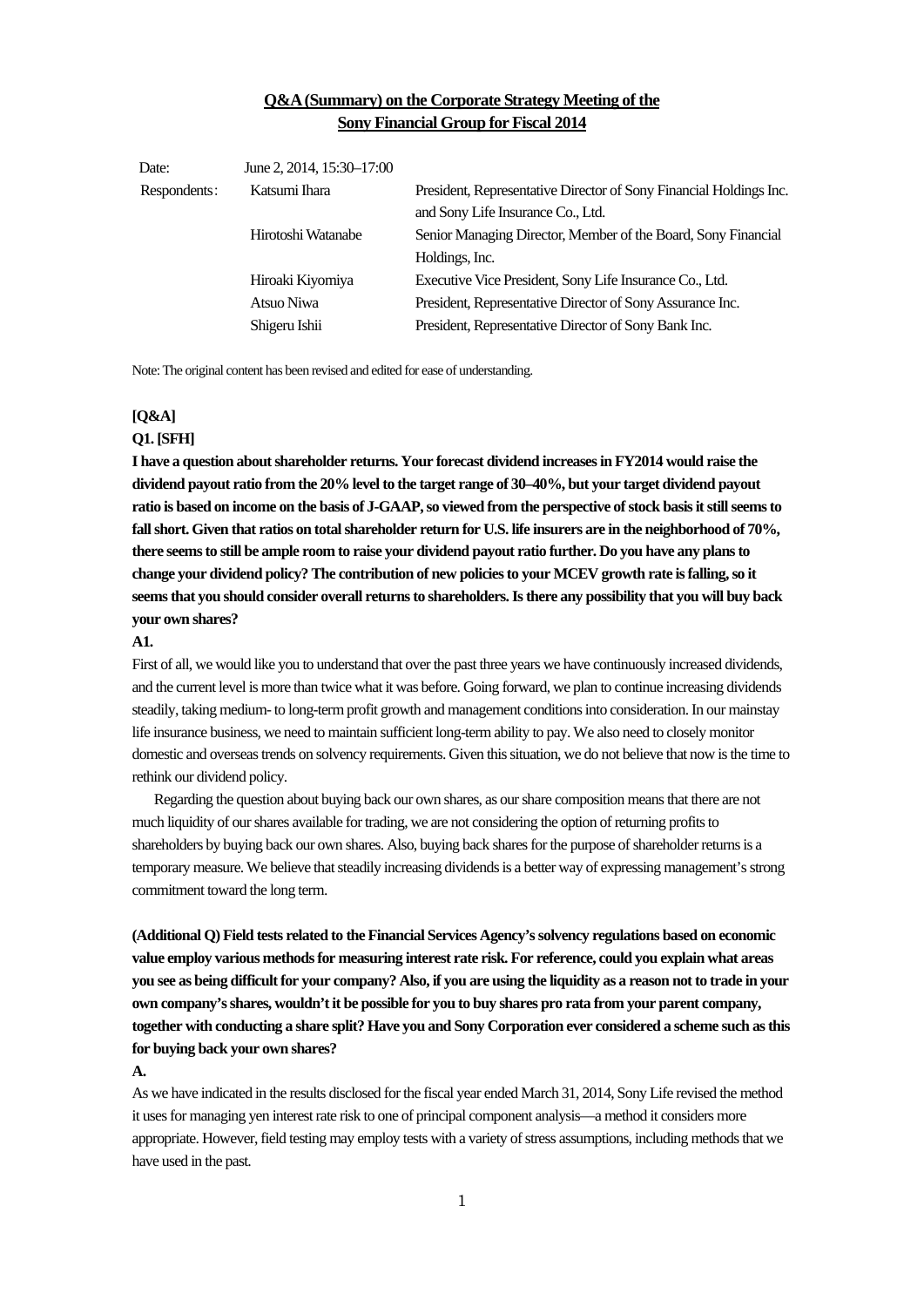# Q&A (Summary) on the Corporate Strategy Meeting of the Sony Financial Group for Fiscal 2014

| | | |
|---|---|---|
| Date: | June 2, 2014, 15:30–17:00 | |
| Respondents: | Katsumi Ihara | President, Representative Director of Sony Financial Holdings Inc. and Sony Life Insurance Co., Ltd. |
| | Hirotoshi Watanabe | Senior Managing Director, Member of the Board, Sony Financial Holdings, Inc. |
| | Hiroaki Kiyomiya | Executive Vice President, Sony Life Insurance Co., Ltd. |
| | Atsuo Niwa | President, Representative Director of Sony Assurance Inc. |
| | Shigeru Ishii | President, Representative Director of Sony Bank Inc. |

Note: The original content has been revised and edited for ease of understanding.

**[Q&A]**

**Q1. [SFH]**

**I have a question about shareholder returns. Your forecast dividend increases in FY2014 would raise the dividend payout ratio from the 20% level to the target range of 30–40%, but your target dividend payout ratio is based on income on the basis of J-GAAP, so viewed from the perspective of stock basis it still seems to fall short. Given that ratios on total shareholder return for U.S. life insurers are in the neighborhood of 70%, there seems to still be ample room to raise your dividend payout ratio further. Do you have any plans to change your dividend policy? The contribution of new policies to your MCEV growth rate is falling, so it seems that you should consider overall returns to shareholders. Is there any possibility that you will buy back your own shares?**

**A1.**

First of all, we would like you to understand that over the past three years we have continuously increased dividends, and the current level is more than twice what it was before. Going forward, we plan to continue increasing dividends steadily, taking medium- to long-term profit growth and management conditions into consideration. In our mainstay life insurance business, we need to maintain sufficient long-term ability to pay. We also need to closely monitor domestic and overseas trends on solvency requirements. Given this situation, we do not believe that now is the time to rethink our dividend policy.

Regarding the question about buying back our own shares, as our share composition means that there are not much liquidity of our shares available for trading, we are not considering the option of returning profits to shareholders by buying back our own shares. Also, buying back shares for the purpose of shareholder returns is a temporary measure. We believe that steadily increasing dividends is a better way of expressing management's strong commitment toward the long term.

**(Additional Q) Field tests related to the Financial Services Agency's solvency regulations based on economic value employ various methods for measuring interest rate risk. For reference, could you explain what areas you see as being difficult for your company? Also, if you are using the liquidity as a reason not to trade in your own company's shares, wouldn't it be possible for you to buy shares pro rata from your parent company, together with conducting a share split? Have you and Sony Corporation ever considered a scheme such as this for buying back your own shares?**

**A.**

As we have indicated in the results disclosed for the fiscal year ended March 31, 2014, Sony Life revised the method it uses for managing yen interest rate risk to one of principal component analysis—a method it considers more appropriate. However, field testing may employ tests with a variety of stress assumptions, including methods that we have used in the past.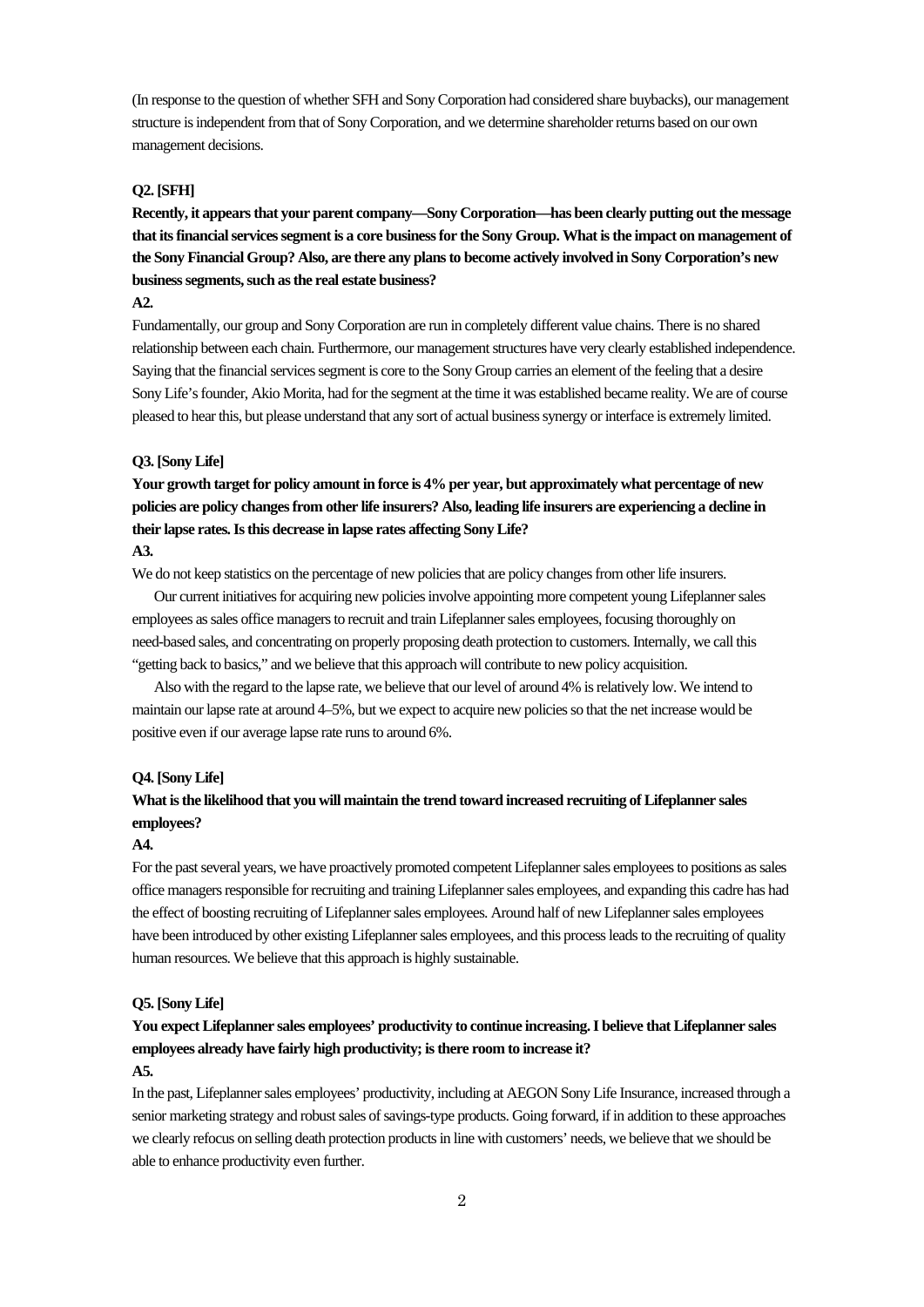(In response to the question of whether SFH and Sony Corporation had considered share buybacks), our management structure is independent from that of Sony Corporation, and we determine shareholder returns based on our own management decisions.

**Q2. [SFH]**

**Recently, it appears that your parent company—Sony Corporation—has been clearly putting out the message that its financial services segment is a core business for the Sony Group. What is the impact on management of the Sony Financial Group? Also, are there any plans to become actively involved in Sony Corporation's new business segments, such as the real estate business?**

**A2.**

Fundamentally, our group and Sony Corporation are run in completely different value chains. There is no shared relationship between each chain. Furthermore, our management structures have very clearly established independence. Saying that the financial services segment is core to the Sony Group carries an element of the feeling that a desire Sony Life's founder, Akio Morita, had for the segment at the time it was established became reality. We are of course pleased to hear this, but please understand that any sort of actual business synergy or interface is extremely limited.

**Q3. [Sony Life]**

**Your growth target for policy amount in force is 4% per year, but approximately what percentage of new policies are policy changes from other life insurers? Also, leading life insurers are experiencing a decline in their lapse rates. Is this decrease in lapse rates affecting Sony Life?**

**A3.**

We do not keep statistics on the percentage of new policies that are policy changes from other life insurers.

Our current initiatives for acquiring new policies involve appointing more competent young Lifeplanner sales employees as sales office managers to recruit and train Lifeplanner sales employees, focusing thoroughly on need-based sales, and concentrating on properly proposing death protection to customers. Internally, we call this "getting back to basics," and we believe that this approach will contribute to new policy acquisition.

Also with the regard to the lapse rate, we believe that our level of around 4% is relatively low. We intend to maintain our lapse rate at around 4–5%, but we expect to acquire new policies so that the net increase would be positive even if our average lapse rate runs to around 6%.

**Q4. [Sony Life]**

**What is the likelihood that you will maintain the trend toward increased recruiting of Lifeplanner sales employees?**

**A4.**

For the past several years, we have proactively promoted competent Lifeplanner sales employees to positions as sales office managers responsible for recruiting and training Lifeplanner sales employees, and expanding this cadre has had the effect of boosting recruiting of Lifeplanner sales employees. Around half of new Lifeplanner sales employees have been introduced by other existing Lifeplanner sales employees, and this process leads to the recruiting of quality human resources. We believe that this approach is highly sustainable.

**Q5. [Sony Life]**

**You expect Lifeplanner sales employees' productivity to continue increasing. I believe that Lifeplanner sales employees already have fairly high productivity; is there room to increase it?**

**A5.**

In the past, Lifeplanner sales employees' productivity, including at AEGON Sony Life Insurance, increased through a senior marketing strategy and robust sales of savings-type products. Going forward, if in addition to these approaches we clearly refocus on selling death protection products in line with customers' needs, we believe that we should be able to enhance productivity even further.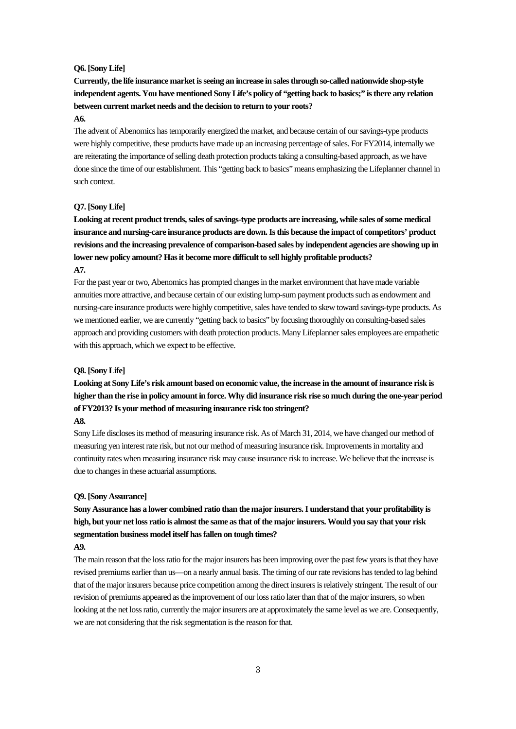**Q6. [Sony Life]**

**Currently, the life insurance market is seeing an increase in sales through so-called nationwide shop-style independent agents. You have mentioned Sony Life's policy of "getting back to basics;" is there any relation between current market needs and the decision to return to your roots?**

**A6.**

The advent of Abenomics has temporarily energized the market, and because certain of our savings-type products were highly competitive, these products have made up an increasing percentage of sales. For FY2014, internally we are reiterating the importance of selling death protection products taking a consulting-based approach, as we have done since the time of our establishment. This "getting back to basics" means emphasizing the Lifeplanner channel in such context.

**Q7. [Sony Life]**

**Looking at recent product trends, sales of savings-type products are increasing, while sales of some medical insurance and nursing-care insurance products are down. Is this because the impact of competitors' product revisions and the increasing prevalence of comparison-based sales by independent agencies are showing up in lower new policy amount? Has it become more difficult to sell highly profitable products?**

**A7.**

For the past year or two, Abenomics has prompted changes in the market environment that have made variable annuities more attractive, and because certain of our existing lump-sum payment products such as endowment and nursing-care insurance products were highly competitive, sales have tended to skew toward savings-type products. As we mentioned earlier, we are currently "getting back to basics" by focusing thoroughly on consulting-based sales approach and providing customers with death protection products. Many Lifeplanner sales employees are empathetic with this approach, which we expect to be effective.

**Q8. [Sony Life]**

**Looking at Sony Life's risk amount based on economic value, the increase in the amount of insurance risk is higher than the rise in policy amount in force. Why did insurance risk rise so much during the one-year period of FY2013? Is your method of measuring insurance risk too stringent?**

**A8.**

Sony Life discloses its method of measuring insurance risk. As of March 31, 2014, we have changed our method of measuring yen interest rate risk, but not our method of measuring insurance risk. Improvements in mortality and continuity rates when measuring insurance risk may cause insurance risk to increase. We believe that the increase is due to changes in these actuarial assumptions.

**Q9. [Sony Assurance]**

**Sony Assurance has a lower combined ratio than the major insurers. I understand that your profitability is high, but your net loss ratio is almost the same as that of the major insurers. Would you say that your risk segmentation business model itself has fallen on tough times?**

**A9.**

The main reason that the loss ratio for the major insurers has been improving over the past few years is that they have revised premiums earlier than us—on a nearly annual basis. The timing of our rate revisions has tended to lag behind that of the major insurers because price competition among the direct insurers is relatively stringent. The result of our revision of premiums appeared as the improvement of our loss ratio later than that of the major insurers, so when looking at the net loss ratio, currently the major insurers are at approximately the same level as we are. Consequently, we are not considering that the risk segmentation is the reason for that.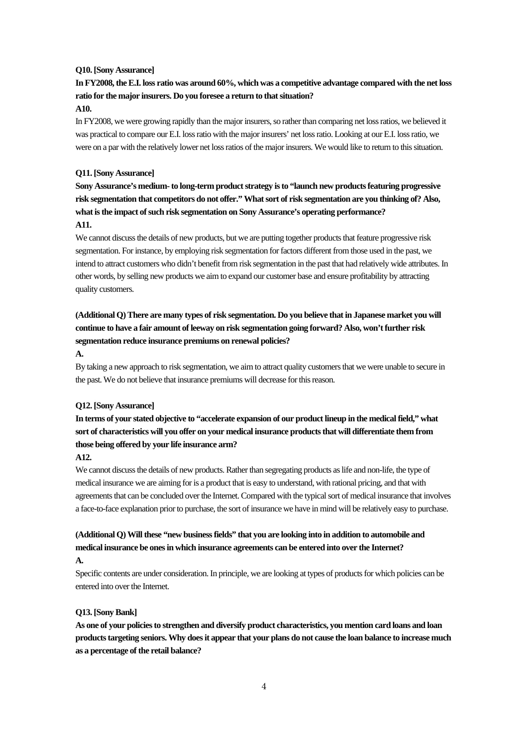**Q10. [Sony Assurance]**

**In FY2008, the E.I. loss ratio was around 60%, which was a competitive advantage compared with the net loss ratio for the major insurers. Do you foresee a return to that situation?**

**A10.**

In FY2008, we were growing rapidly than the major insurers, so rather than comparing net loss ratios, we believed it was practical to compare our E.I. loss ratio with the major insurers' net loss ratio. Looking at our E.I. loss ratio, we were on a par with the relatively lower net loss ratios of the major insurers. We would like to return to this situation.

**Q11. [Sony Assurance]**

**Sony Assurance's medium- to long-term product strategy is to "launch new products featuring progressive risk segmentation that competitors do not offer." What sort of risk segmentation are you thinking of? Also, what is the impact of such risk segmentation on Sony Assurance's operating performance?**

**A11.**

We cannot discuss the details of new products, but we are putting together products that feature progressive risk segmentation. For instance, by employing risk segmentation for factors different from those used in the past, we intend to attract customers who didn't benefit from risk segmentation in the past that had relatively wide attributes. In other words, by selling new products we aim to expand our customer base and ensure profitability by attracting quality customers.

**(Additional Q) There are many types of risk segmentation. Do you believe that in Japanese market you will continue to have a fair amount of leeway on risk segmentation going forward? Also, won't further risk segmentation reduce insurance premiums on renewal policies?**

**A.**

By taking a new approach to risk segmentation, we aim to attract quality customers that we were unable to secure in the past. We do not believe that insurance premiums will decrease for this reason.

**Q12. [Sony Assurance]**

**In terms of your stated objective to "accelerate expansion of our product lineup in the medical field," what sort of characteristics will you offer on your medical insurance products that will differentiate them from those being offered by your life insurance arm?**

**A12.**

We cannot discuss the details of new products. Rather than segregating products as life and non-life, the type of medical insurance we are aiming for is a product that is easy to understand, with rational pricing, and that with agreements that can be concluded over the Internet. Compared with the typical sort of medical insurance that involves a face-to-face explanation prior to purchase, the sort of insurance we have in mind will be relatively easy to purchase.

**(Additional Q) Will these "new business fields" that you are looking into in addition to automobile and medical insurance be ones in which insurance agreements can be entered into over the Internet?**

**A.**

Specific contents are under consideration. In principle, we are looking at types of products for which policies can be entered into over the Internet.

**Q13. [Sony Bank]**

**As one of your policies to strengthen and diversify product characteristics, you mention card loans and loan products targeting seniors. Why does it appear that your plans do not cause the loan balance to increase much as a percentage of the retail balance?**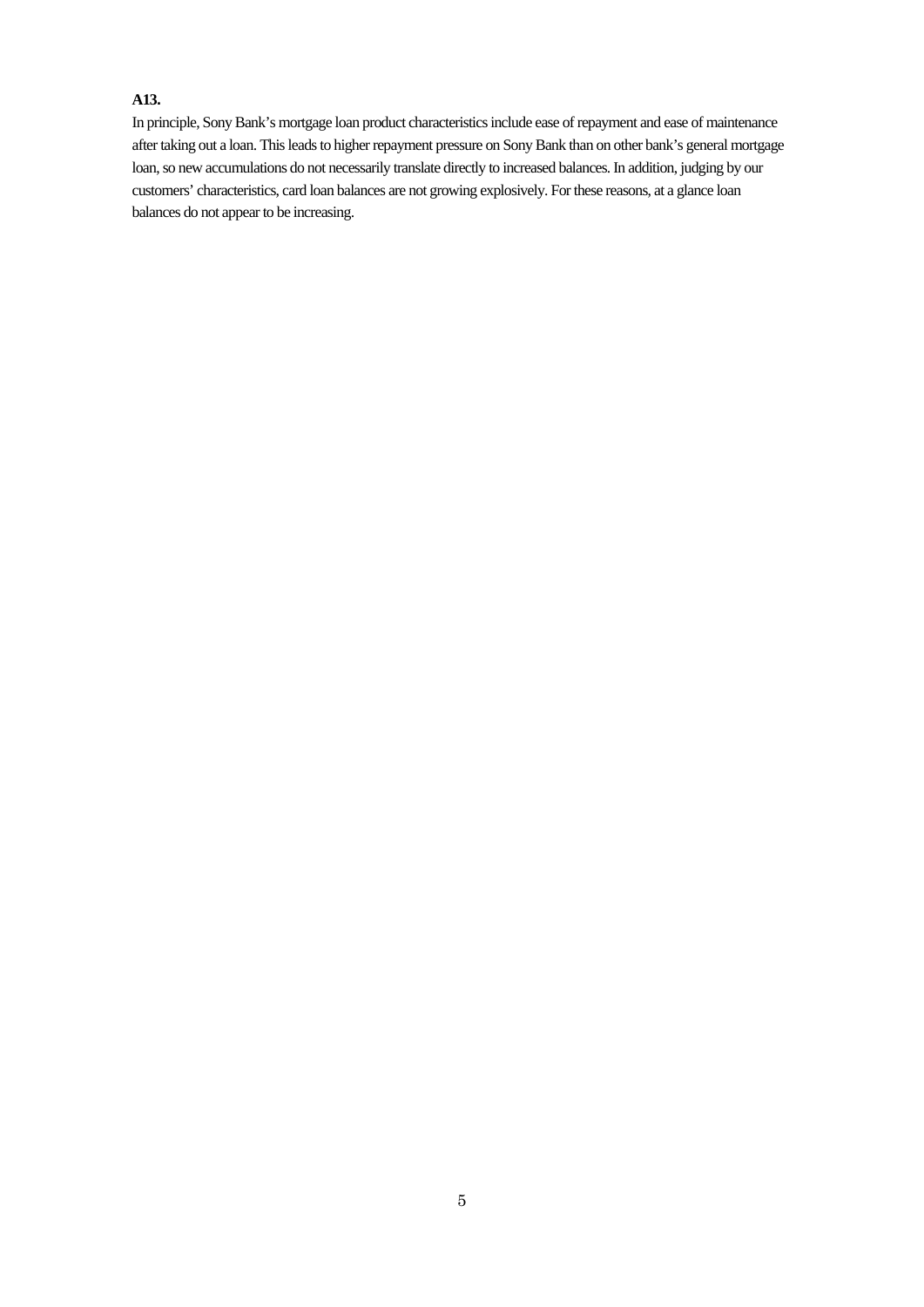**A13.**

In principle, Sony Bank's mortgage loan product characteristics include ease of repayment and ease of maintenance after taking out a loan. This leads to higher repayment pressure on Sony Bank than on other bank's general mortgage loan, so new accumulations do not necessarily translate directly to increased balances. In addition, judging by our customers' characteristics, card loan balances are not growing explosively. For these reasons, at a glance loan balances do not appear to be increasing.